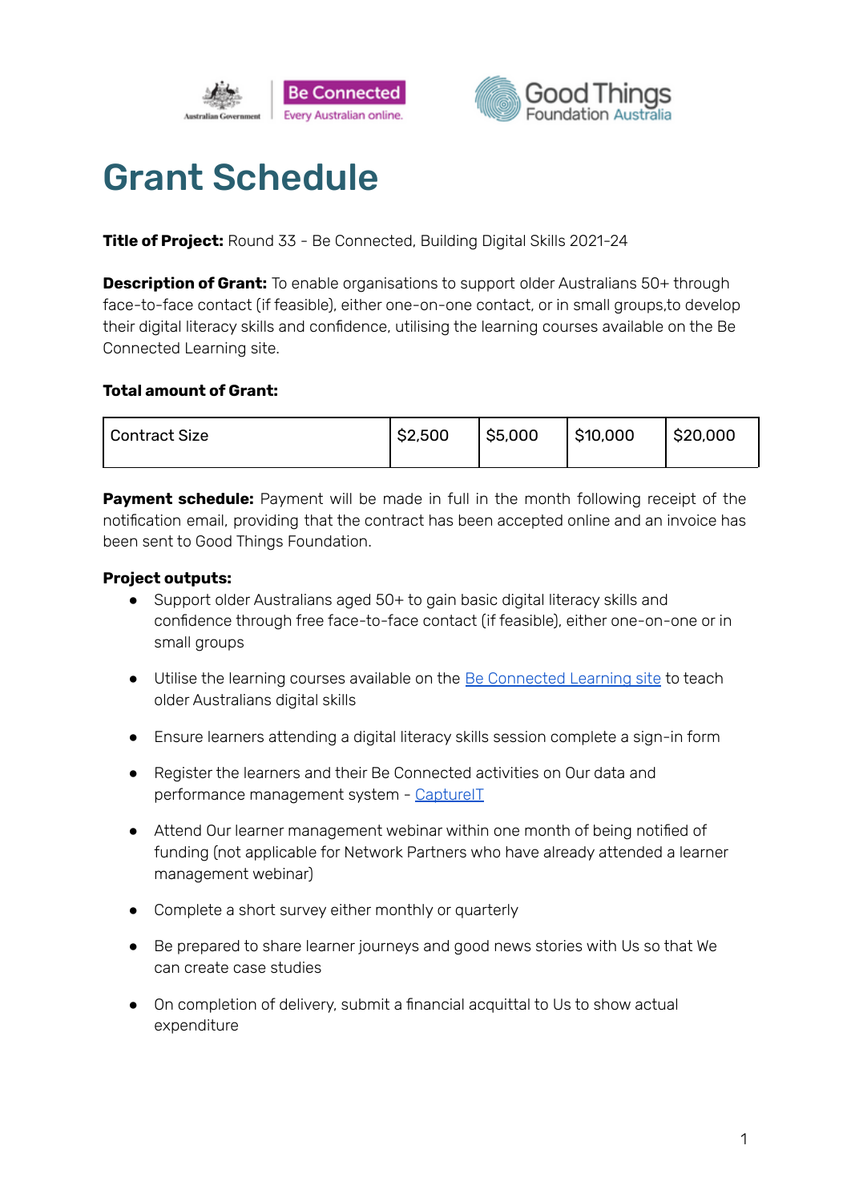# Grant Schedule

**Title of Project:** Round 33 - Be Connected, Building Digital Skills 2021-24

**Description of Grant:** To enable organisations to support older Australians 50+ through face-to-face contact (if feasible), either one-on-one contact, or in small groups,to develop their digital literacy skills and confidence, utilising the learning courses available on the Be Connected Learning site.

**Total amount of Grant:**

| Contract Size | $2,500 | $5,000 | $10,000 | $20,000 |
|---|---|---|---|---|

**Payment schedule:** Payment will be made in full in the month following receipt of the notification email, providing that the contract has been accepted online and an invoice has been sent to Good Things Foundation.

**Project outputs:**

- Support older Australians aged 50+ to gain basic digital literacy skills and confidence through free face-to-face contact (if feasible), either one-on-one or in small groups
- Utilise the learning courses available on the Be Connected Learning site to teach older Australians digital skills
- Ensure learners attending a digital literacy skills session complete a sign-in form
- Register the learners and their Be Connected activities on Our data and performance management system - CaptureIT
- Attend Our learner management webinar within one month of being notified of funding (not applicable for Network Partners who have already attended a learner management webinar)
- Complete a short survey either monthly or quarterly
- Be prepared to share learner journeys and good news stories with Us so that We can create case studies
- On completion of delivery, submit a financial acquittal to Us to show actual expenditure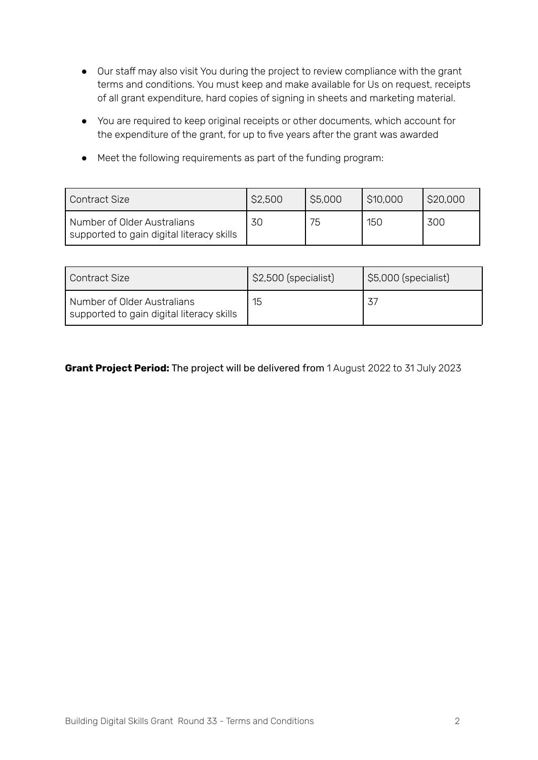- Our staff may also visit You during the project to review compliance with the grant terms and conditions. You must keep and make available for Us on request, receipts of all grant expenditure, hard copies of signing in sheets and marketing material.
- You are required to keep original receipts or other documents, which account for the expenditure of the grant, for up to five years after the grant was awarded
- Meet the following requirements as part of the funding program:

| Contract Size | $2,500 | $5,000 | $10,000 | $20,000 |
| --- | --- | --- | --- | --- |
| Number of Older Australians supported to gain digital literacy skills | 30 | 75 | 150 | 300 |

| Contract Size | $2,500 (specialist) | $5,000 (specialist) |
| --- | --- | --- |
| Number of Older Australians supported to gain digital literacy skills | 15 | 37 |

**Grant Project Period:** The project will be delivered from 1 August 2022 to 31 July 2023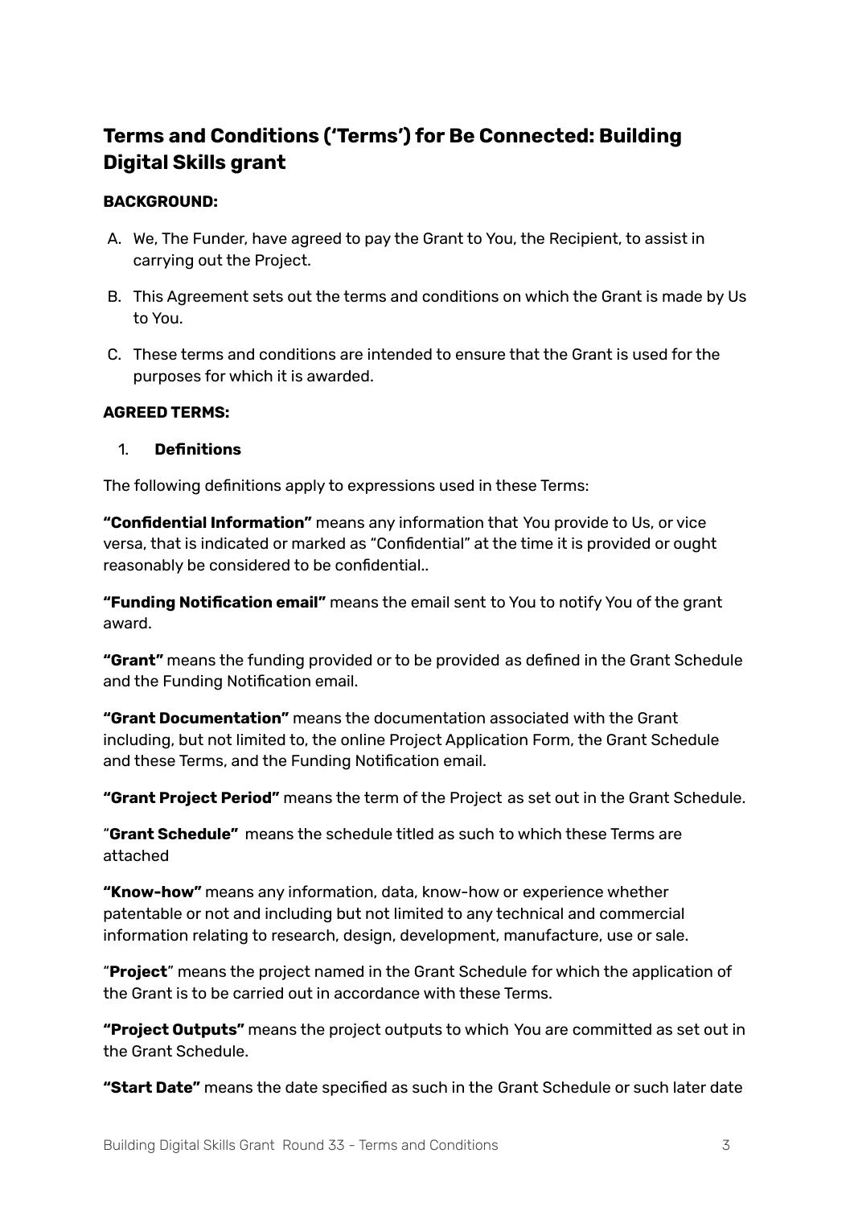## Terms and Conditions ('Terms') for Be Connected: Building Digital Skills grant

**BACKGROUND:**

A. We, The Funder, have agreed to pay the Grant to You, the Recipient, to assist in carrying out the Project.

B. This Agreement sets out the terms and conditions on which the Grant is made by Us to You.

C. These terms and conditions are intended to ensure that the Grant is used for the purposes for which it is awarded.

**AGREED TERMS:**

1. **Definitions**

The following definitions apply to expressions used in these Terms:

**"Confidential Information"** means any information that You provide to Us, or vice versa, that is indicated or marked as "Confidential" at the time it is provided or ought reasonably be considered to be confidential..

**"Funding Notification email"** means the email sent to You to notify You of the grant award.

**"Grant"** means the funding provided or to be provided as defined in the Grant Schedule and the Funding Notification email.

**"Grant Documentation"** means the documentation associated with the Grant including, but not limited to, the online Project Application Form, the Grant Schedule and these Terms, and the Funding Notification email.

**"Grant Project Period"** means the term of the Project as set out in the Grant Schedule.

"**Grant Schedule"** means the schedule titled as such to which these Terms are attached

**"Know-how"** means any information, data, know-how or experience whether patentable or not and including but not limited to any technical and commercial information relating to research, design, development, manufacture, use or sale.

"**Project**" means the project named in the Grant Schedule for which the application of the Grant is to be carried out in accordance with these Terms.

**"Project Outputs"** means the project outputs to which You are committed as set out in the Grant Schedule.

**"Start Date"** means the date specified as such in the Grant Schedule or such later date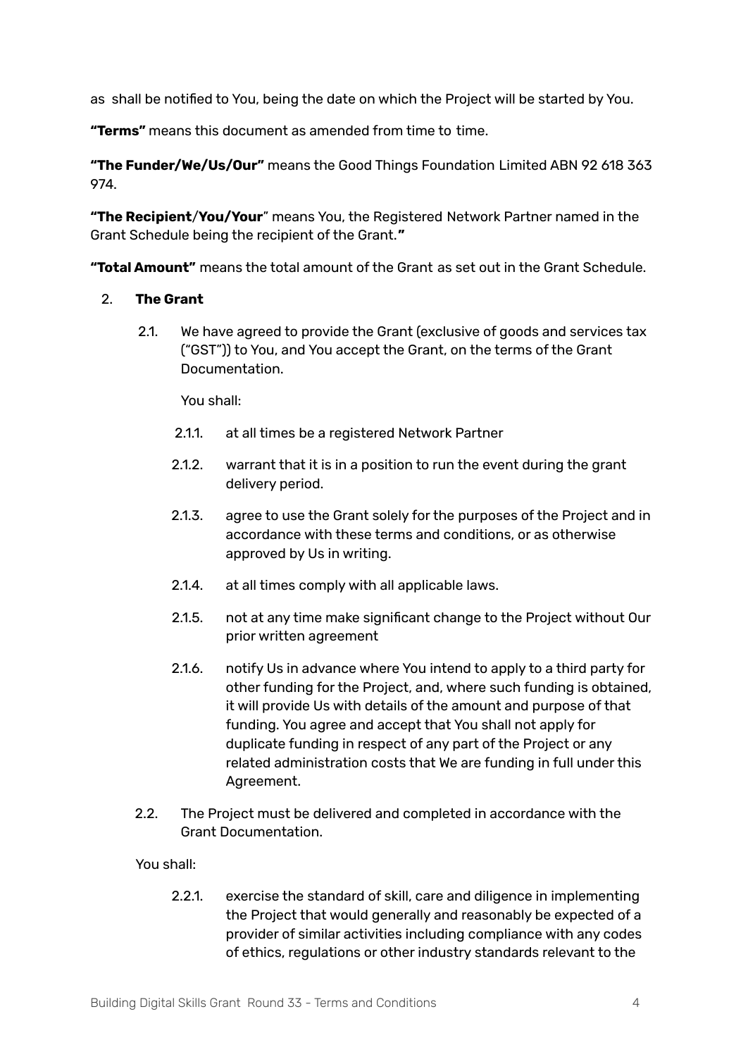as shall be notified to You, being the date on which the Project will be started by You.

**"Terms"** means this document as amended from time to time.

**"The Funder/We/Us/Our"** means the Good Things Foundation Limited ABN 92 618 363 974.

**"The Recipient/You/Your"** means You, the Registered Network Partner named in the Grant Schedule being the recipient of the Grant.**"**

**"Total Amount"** means the total amount of the Grant as set out in the Grant Schedule.

2. **The Grant**

   2.1. We have agreed to provide the Grant (exclusive of goods and services tax ("GST")) to You, and You accept the Grant, on the terms of the Grant Documentation.

   You shall:

   2.1.1. at all times be a registered Network Partner

   2.1.2. warrant that it is in a position to run the event during the grant delivery period.

   2.1.3. agree to use the Grant solely for the purposes of the Project and in accordance with these terms and conditions, or as otherwise approved by Us in writing.

   2.1.4. at all times comply with all applicable laws.

   2.1.5. not at any time make significant change to the Project without Our prior written agreement

   2.1.6. notify Us in advance where You intend to apply to a third party for other funding for the Project, and, where such funding is obtained, it will provide Us with details of the amount and purpose of that funding. You agree and accept that You shall not apply for duplicate funding in respect of any part of the Project or any related administration costs that We are funding in full under this Agreement.

   2.2. The Project must be delivered and completed in accordance with the Grant Documentation.

   You shall:

   2.2.1. exercise the standard of skill, care and diligence in implementing the Project that would generally and reasonably be expected of a provider of similar activities including compliance with any codes of ethics, regulations or other industry standards relevant to the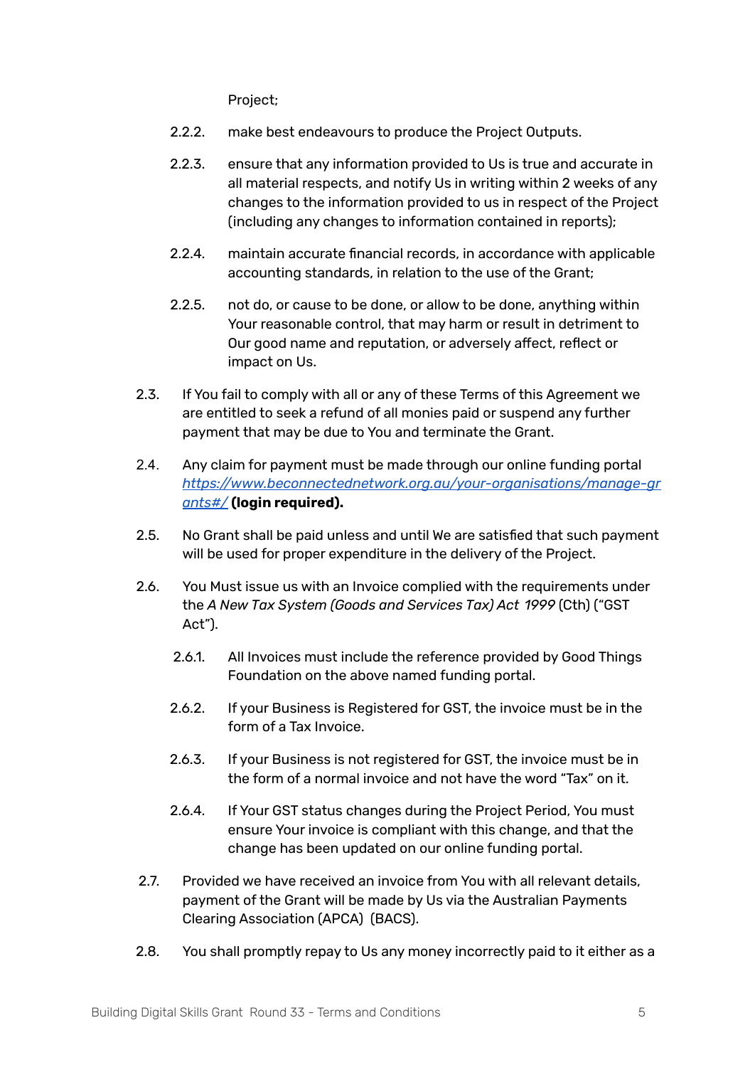Project;

2.2.2. make best endeavours to produce the Project Outputs.

2.2.3. ensure that any information provided to Us is true and accurate in all material respects, and notify Us in writing within 2 weeks of any changes to the information provided to us in respect of the Project (including any changes to information contained in reports);

2.2.4. maintain accurate financial records, in accordance with applicable accounting standards, in relation to the use of the Grant;

2.2.5. not do, or cause to be done, or allow to be done, anything within Your reasonable control, that may harm or result in detriment to Our good name and reputation, or adversely affect, reflect or impact on Us.

2.3. If You fail to comply with all or any of these Terms of this Agreement we are entitled to seek a refund of all monies paid or suspend any further payment that may be due to You and terminate the Grant.

2.4. Any claim for payment must be made through our online funding portal *https://www.beconnectednetwork.org.au/your-organisations/manage-grants#/* **(login required).**

2.5. No Grant shall be paid unless and until We are satisfied that such payment will be used for proper expenditure in the delivery of the Project.

2.6. You Must issue us with an Invoice complied with the requirements under the *A New Tax System (Goods and Services Tax) Act 1999* (Cth) ("GST Act").

2.6.1. All Invoices must include the reference provided by Good Things Foundation on the above named funding portal.

2.6.2. If your Business is Registered for GST, the invoice must be in the form of a Tax Invoice.

2.6.3. If your Business is not registered for GST, the invoice must be in the form of a normal invoice and not have the word "Tax" on it.

2.6.4. If Your GST status changes during the Project Period, You must ensure Your invoice is compliant with this change, and that the change has been updated on our online funding portal.

2.7. Provided we have received an invoice from You with all relevant details, payment of the Grant will be made by Us via the Australian Payments Clearing Association (APCA) (BACS).

2.8. You shall promptly repay to Us any money incorrectly paid to it either as a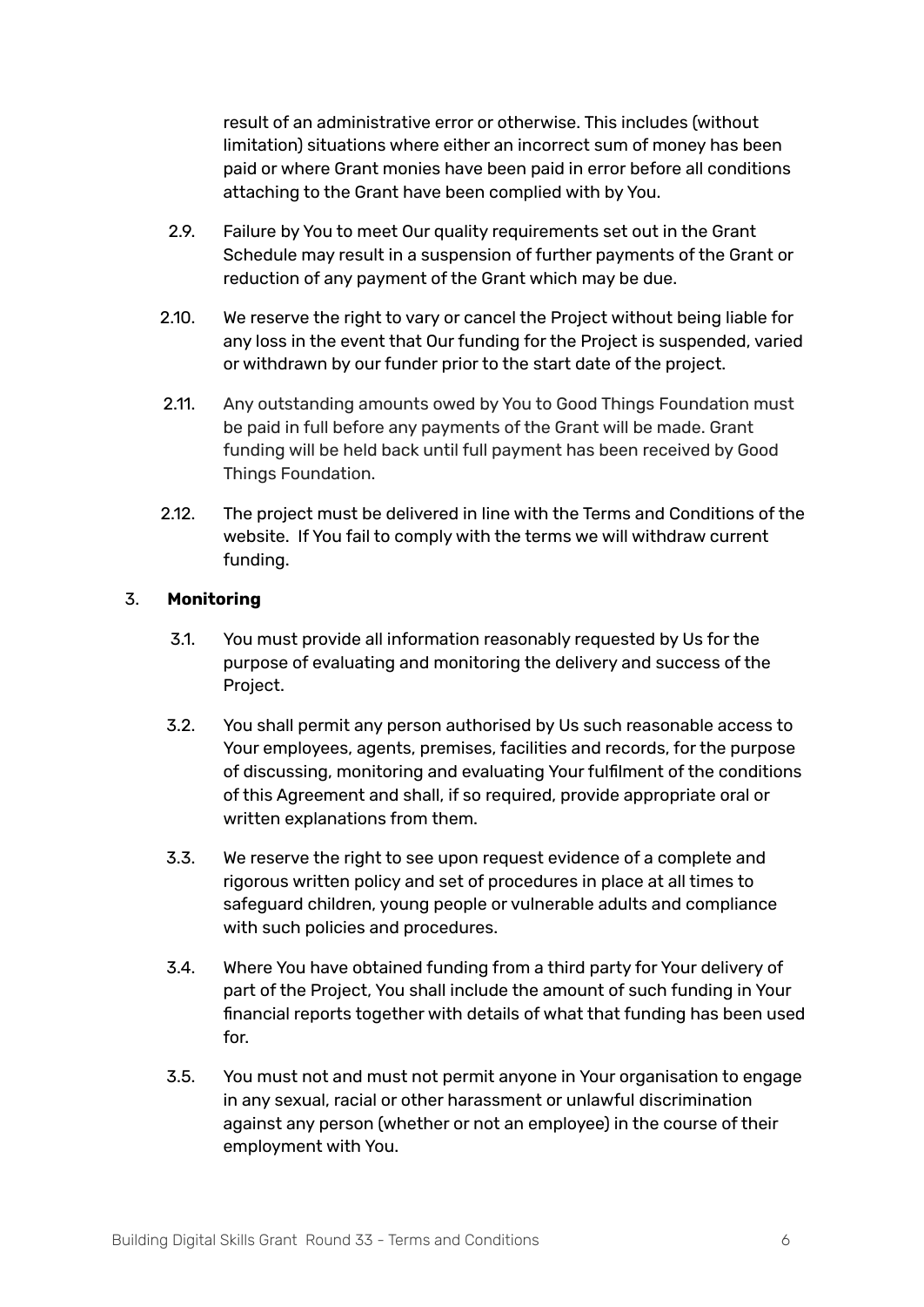result of an administrative error or otherwise. This includes (without limitation) situations where either an incorrect sum of money has been paid or where Grant monies have been paid in error before all conditions attaching to the Grant have been complied with by You.

2.9. Failure by You to meet Our quality requirements set out in the Grant Schedule may result in a suspension of further payments of the Grant or reduction of any payment of the Grant which may be due.

2.10. We reserve the right to vary or cancel the Project without being liable for any loss in the event that Our funding for the Project is suspended, varied or withdrawn by our funder prior to the start date of the project.

2.11. Any outstanding amounts owed by You to Good Things Foundation must be paid in full before any payments of the Grant will be made. Grant funding will be held back until full payment has been received by Good Things Foundation.

2.12. The project must be delivered in line with the Terms and Conditions of the website. If You fail to comply with the terms we will withdraw current funding.

3. **Monitoring**

3.1. You must provide all information reasonably requested by Us for the purpose of evaluating and monitoring the delivery and success of the Project.

3.2. You shall permit any person authorised by Us such reasonable access to Your employees, agents, premises, facilities and records, for the purpose of discussing, monitoring and evaluating Your fulfilment of the conditions of this Agreement and shall, if so required, provide appropriate oral or written explanations from them.

3.3. We reserve the right to see upon request evidence of a complete and rigorous written policy and set of procedures in place at all times to safeguard children, young people or vulnerable adults and compliance with such policies and procedures.

3.4. Where You have obtained funding from a third party for Your delivery of part of the Project, You shall include the amount of such funding in Your financial reports together with details of what that funding has been used for.

3.5. You must not and must not permit anyone in Your organisation to engage in any sexual, racial or other harassment or unlawful discrimination against any person (whether or not an employee) in the course of their employment with You.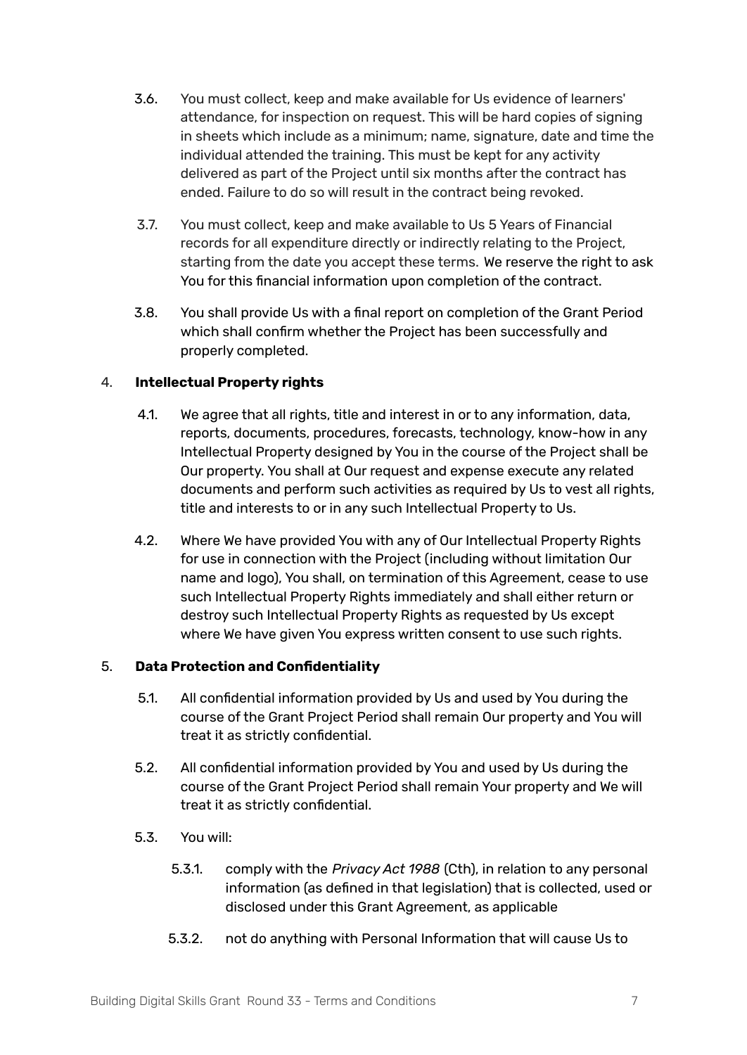3.6. You must collect, keep and make available for Us evidence of learners' attendance, for inspection on request. This will be hard copies of signing in sheets which include as a minimum; name, signature, date and time the individual attended the training. This must be kept for any activity delivered as part of the Project until six months after the contract has ended. Failure to do so will result in the contract being revoked.

3.7. You must collect, keep and make available to Us 5 Years of Financial records for all expenditure directly or indirectly relating to the Project, starting from the date you accept these terms. We reserve the right to ask You for this financial information upon completion of the contract.

3.8. You shall provide Us with a final report on completion of the Grant Period which shall confirm whether the Project has been successfully and properly completed.

4. **Intellectual Property rights**

4.1. We agree that all rights, title and interest in or to any information, data, reports, documents, procedures, forecasts, technology, know-how in any Intellectual Property designed by You in the course of the Project shall be Our property. You shall at Our request and expense execute any related documents and perform such activities as required by Us to vest all rights, title and interests to or in any such Intellectual Property to Us.

4.2. Where We have provided You with any of Our Intellectual Property Rights for use in connection with the Project (including without limitation Our name and logo), You shall, on termination of this Agreement, cease to use such Intellectual Property Rights immediately and shall either return or destroy such Intellectual Property Rights as requested by Us except where We have given You express written consent to use such rights.

5. **Data Protection and Confidentiality**

5.1. All confidential information provided by Us and used by You during the course of the Grant Project Period shall remain Our property and You will treat it as strictly confidential.

5.2. All confidential information provided by You and used by Us during the course of the Grant Project Period shall remain Your property and We will treat it as strictly confidential.

5.3. You will:

5.3.1. comply with the *Privacy Act 1988* (Cth), in relation to any personal information (as defined in that legislation) that is collected, used or disclosed under this Grant Agreement, as applicable

5.3.2. not do anything with Personal Information that will cause Us to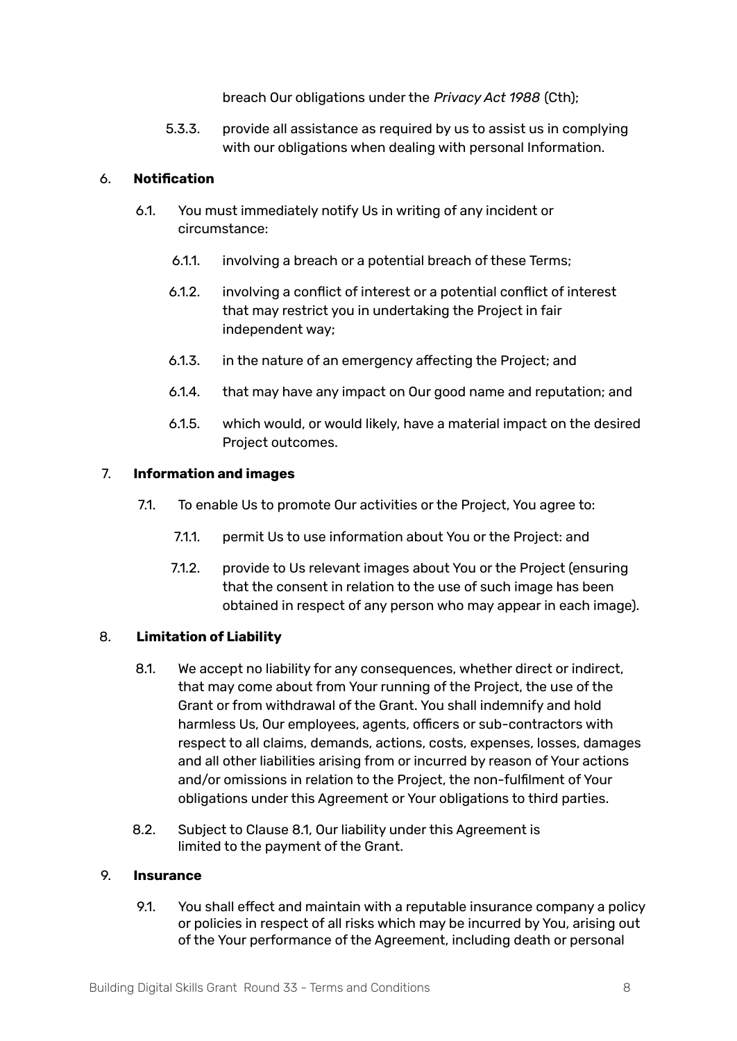breach Our obligations under the *Privacy Act 1988* (Cth);

5.3.3. provide all assistance as required by us to assist us in complying with our obligations when dealing with personal Information.

6. **Notification**

6.1. You must immediately notify Us in writing of any incident or circumstance:

6.1.1. involving a breach or a potential breach of these Terms;

6.1.2. involving a conflict of interest or a potential conflict of interest that may restrict you in undertaking the Project in fair independent way;

6.1.3. in the nature of an emergency affecting the Project; and

6.1.4. that may have any impact on Our good name and reputation; and

6.1.5. which would, or would likely, have a material impact on the desired Project outcomes.

7. **Information and images**

7.1. To enable Us to promote Our activities or the Project, You agree to:

7.1.1. permit Us to use information about You or the Project: and

7.1.2. provide to Us relevant images about You or the Project (ensuring that the consent in relation to the use of such image has been obtained in respect of any person who may appear in each image).

8. **Limitation of Liability**

8.1. We accept no liability for any consequences, whether direct or indirect, that may come about from Your running of the Project, the use of the Grant or from withdrawal of the Grant. You shall indemnify and hold harmless Us, Our employees, agents, officers or sub-contractors with respect to all claims, demands, actions, costs, expenses, losses, damages and all other liabilities arising from or incurred by reason of Your actions and/or omissions in relation to the Project, the non-fulfilment of Your obligations under this Agreement or Your obligations to third parties.

8.2. Subject to Clause 8.1, Our liability under this Agreement is limited to the payment of the Grant.

9. **Insurance**

9.1. You shall effect and maintain with a reputable insurance company a policy or policies in respect of all risks which may be incurred by You, arising out of the Your performance of the Agreement, including death or personal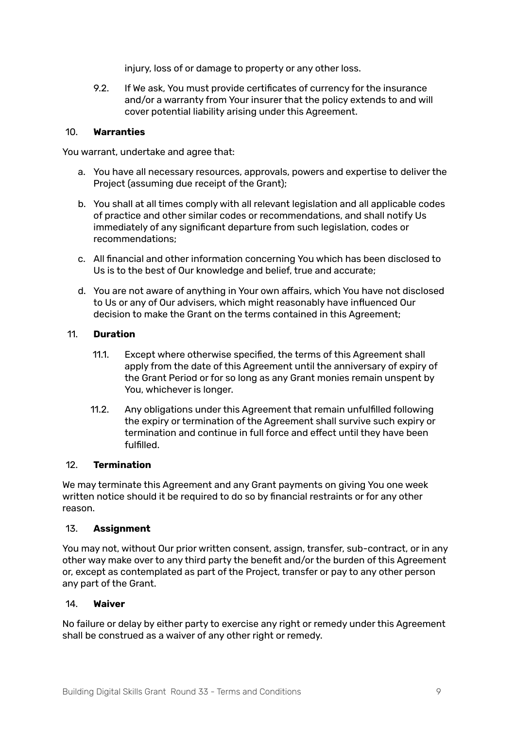injury, loss of or damage to property or any other loss.

9.2. If We ask, You must provide certificates of currency for the insurance and/or a warranty from Your insurer that the policy extends to and will cover potential liability arising under this Agreement.

## 10. **Warranties**

You warrant, undertake and agree that:

a. You have all necessary resources, approvals, powers and expertise to deliver the Project (assuming due receipt of the Grant);

b. You shall at all times comply with all relevant legislation and all applicable codes of practice and other similar codes or recommendations, and shall notify Us immediately of any significant departure from such legislation, codes or recommendations;

c. All financial and other information concerning You which has been disclosed to Us is to the best of Our knowledge and belief, true and accurate;

d. You are not aware of anything in Your own affairs, which You have not disclosed to Us or any of Our advisers, which might reasonably have influenced Our decision to make the Grant on the terms contained in this Agreement;

## 11. **Duration**

11.1. Except where otherwise specified, the terms of this Agreement shall apply from the date of this Agreement until the anniversary of expiry of the Grant Period or for so long as any Grant monies remain unspent by You, whichever is longer.

11.2. Any obligations under this Agreement that remain unfulfilled following the expiry or termination of the Agreement shall survive such expiry or termination and continue in full force and effect until they have been fulfilled.

## 12. **Termination**

We may terminate this Agreement and any Grant payments on giving You one week written notice should it be required to do so by financial restraints or for any other reason.

## 13. **Assignment**

You may not, without Our prior written consent, assign, transfer, sub-contract, or in any other way make over to any third party the benefit and/or the burden of this Agreement or, except as contemplated as part of the Project, transfer or pay to any other person any part of the Grant.

## 14. **Waiver**

No failure or delay by either party to exercise any right or remedy under this Agreement shall be construed as a waiver of any other right or remedy.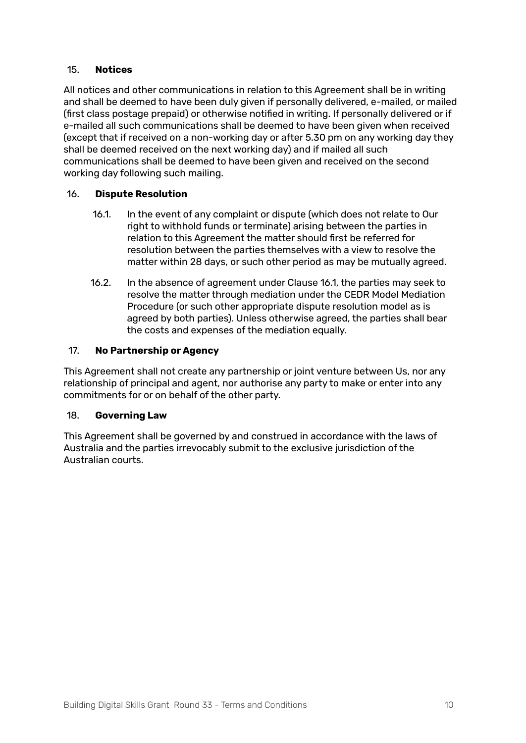## 15. Notices

All notices and other communications in relation to this Agreement shall be in writing and shall be deemed to have been duly given if personally delivered, e-mailed, or mailed (first class postage prepaid) or otherwise notified in writing. If personally delivered or if e-mailed all such communications shall be deemed to have been given when received (except that if received on a non-working day or after 5.30 pm on any working day they shall be deemed received on the next working day) and if mailed all such communications shall be deemed to have been given and received on the second working day following such mailing.

## 16. Dispute Resolution

16.1. In the event of any complaint or dispute (which does not relate to Our right to withhold funds or terminate) arising between the parties in relation to this Agreement the matter should first be referred for resolution between the parties themselves with a view to resolve the matter within 28 days, or such other period as may be mutually agreed.

16.2. In the absence of agreement under Clause 16.1, the parties may seek to resolve the matter through mediation under the CEDR Model Mediation Procedure (or such other appropriate dispute resolution model as is agreed by both parties). Unless otherwise agreed, the parties shall bear the costs and expenses of the mediation equally.

## 17. No Partnership or Agency

This Agreement shall not create any partnership or joint venture between Us, nor any relationship of principal and agent, nor authorise any party to make or enter into any commitments for or on behalf of the other party.

## 18. Governing Law

This Agreement shall be governed by and construed in accordance with the laws of Australia and the parties irrevocably submit to the exclusive jurisdiction of the Australian courts.